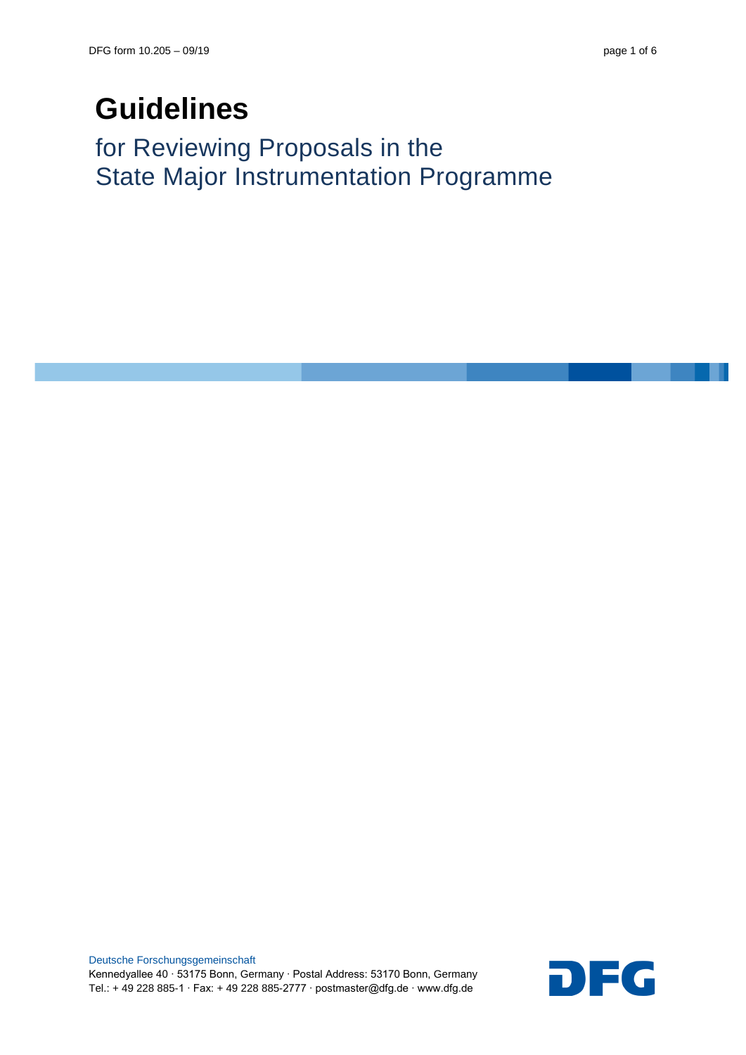# Guidelines

## for Reviewing Proposals in the State Major Instrumentation Programme

Deutsche Forschungsgemeinschaft
Kennedyallee 40 · 53175 Bonn, Germany · Postal Address: 53170 Bonn, Germany
Tel.: + 49 228 885-1 · Fax: + 49 228 885-2777 · postmaster@dfg.de · www.dfg.de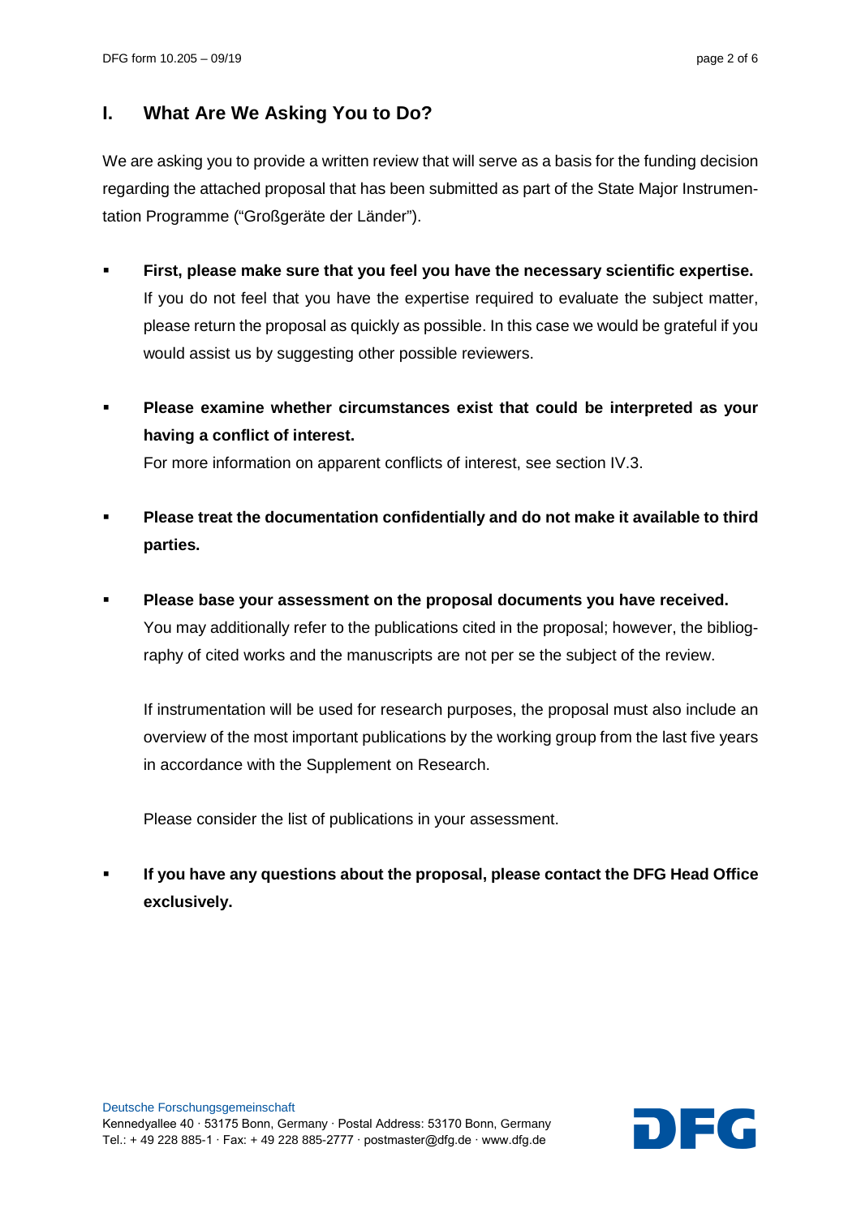## I. What Are We Asking You to Do?

We are asking you to provide a written review that will serve as a basis for the funding decision regarding the attached proposal that has been submitted as part of the State Major Instrumentation Programme ("Großgeräte der Länder").

- **First, please make sure that you feel you have the necessary scientific expertise.** If you do not feel that you have the expertise required to evaluate the subject matter, please return the proposal as quickly as possible. In this case we would be grateful if you would assist us by suggesting other possible reviewers.

- **Please examine whether circumstances exist that could be interpreted as your having a conflict of interest.**
  For more information on apparent conflicts of interest, see section IV.3.

- **Please treat the documentation confidentially and do not make it available to third parties.**

- **Please base your assessment on the proposal documents you have received.** You may additionally refer to the publications cited in the proposal; however, the bibliography of cited works and the manuscripts are not per se the subject of the review.

  If instrumentation will be used for research purposes, the proposal must also include an overview of the most important publications by the working group from the last five years in accordance with the Supplement on Research.

  Please consider the list of publications in your assessment.

- **If you have any questions about the proposal, please contact the DFG Head Office exclusively.**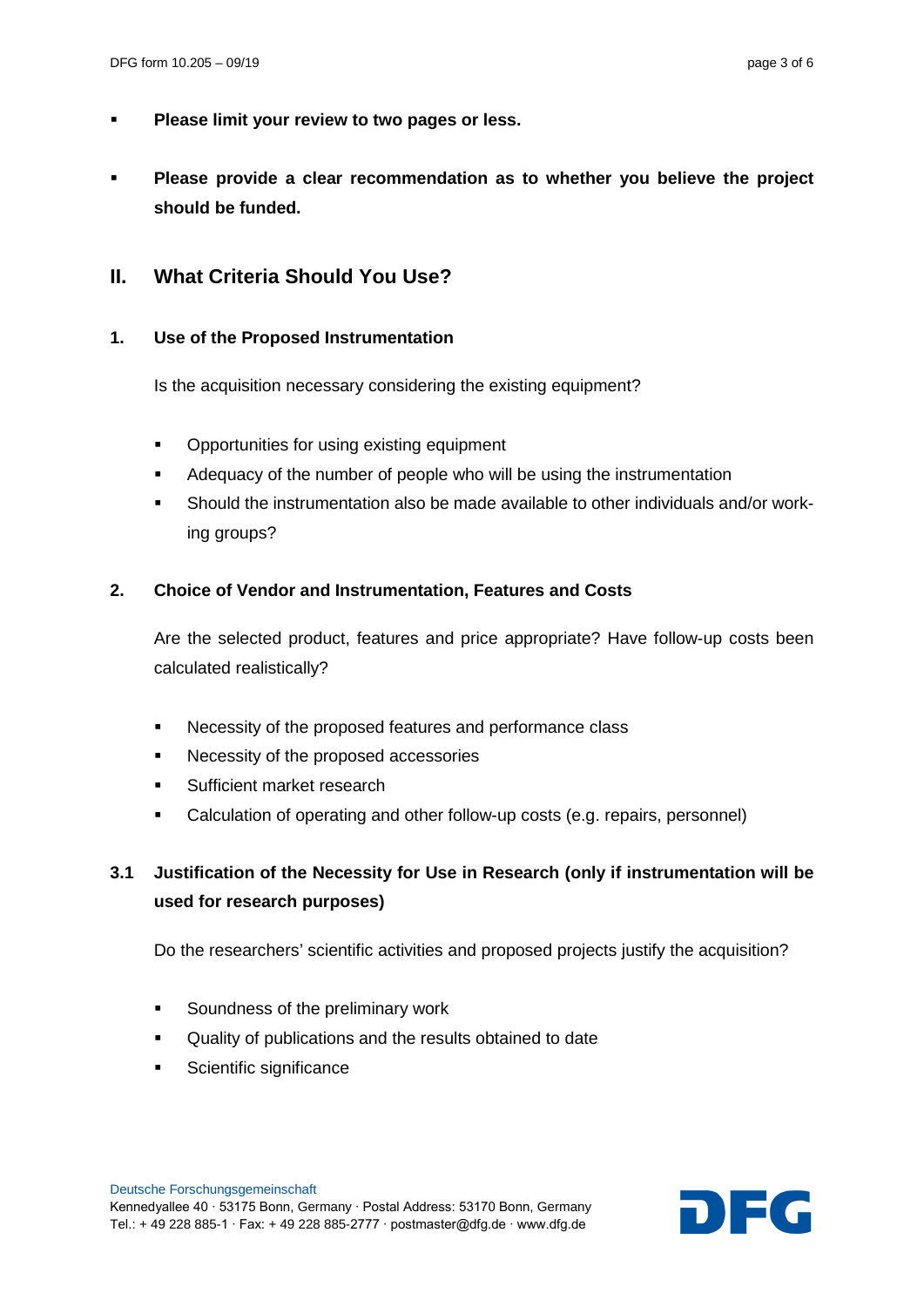- **Please limit your review to two pages or less.**
- **Please provide a clear recommendation as to whether you believe the project should be funded.**

## II. What Criteria Should You Use?

### 1. Use of the Proposed Instrumentation

Is the acquisition necessary considering the existing equipment?

- Opportunities for using existing equipment
- Adequacy of the number of people who will be using the instrumentation
- Should the instrumentation also be made available to other individuals and/or working groups?

### 2. Choice of Vendor and Instrumentation, Features and Costs

Are the selected product, features and price appropriate? Have follow-up costs been calculated realistically?

- Necessity of the proposed features and performance class
- Necessity of the proposed accessories
- Sufficient market research
- Calculation of operating and other follow-up costs (e.g. repairs, personnel)

### 3.1 Justification of the Necessity for Use in Research (only if instrumentation will be used for research purposes)

Do the researchers' scientific activities and proposed projects justify the acquisition?

- Soundness of the preliminary work
- Quality of publications and the results obtained to date
- Scientific significance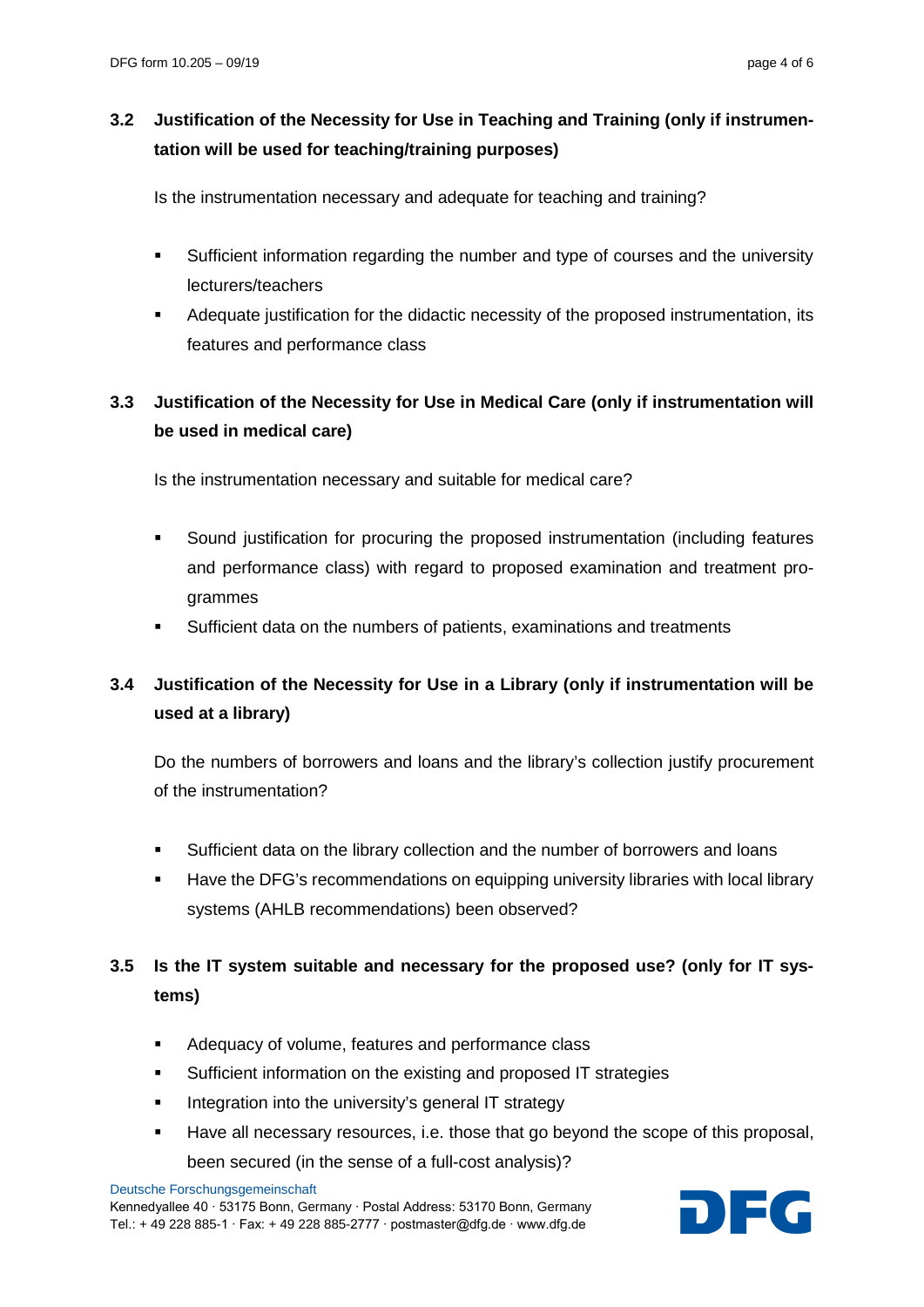### 3.2 Justification of the Necessity for Use in Teaching and Training (only if instrumentation will be used for teaching/training purposes)

Is the instrumentation necessary and adequate for teaching and training?

- Sufficient information regarding the number and type of courses and the university lecturers/teachers
- Adequate justification for the didactic necessity of the proposed instrumentation, its features and performance class

### 3.3 Justification of the Necessity for Use in Medical Care (only if instrumentation will be used in medical care)

Is the instrumentation necessary and suitable for medical care?

- Sound justification for procuring the proposed instrumentation (including features and performance class) with regard to proposed examination and treatment programmes
- Sufficient data on the numbers of patients, examinations and treatments

### 3.4 Justification of the Necessity for Use in a Library (only if instrumentation will be used at a library)

Do the numbers of borrowers and loans and the library's collection justify procurement of the instrumentation?

- Sufficient data on the library collection and the number of borrowers and loans
- Have the DFG's recommendations on equipping university libraries with local library systems (AHLB recommendations) been observed?

### 3.5 Is the IT system suitable and necessary for the proposed use? (only for IT systems)

- Adequacy of volume, features and performance class
- Sufficient information on the existing and proposed IT strategies
- Integration into the university's general IT strategy
- Have all necessary resources, i.e. those that go beyond the scope of this proposal, been secured (in the sense of a full-cost analysis)?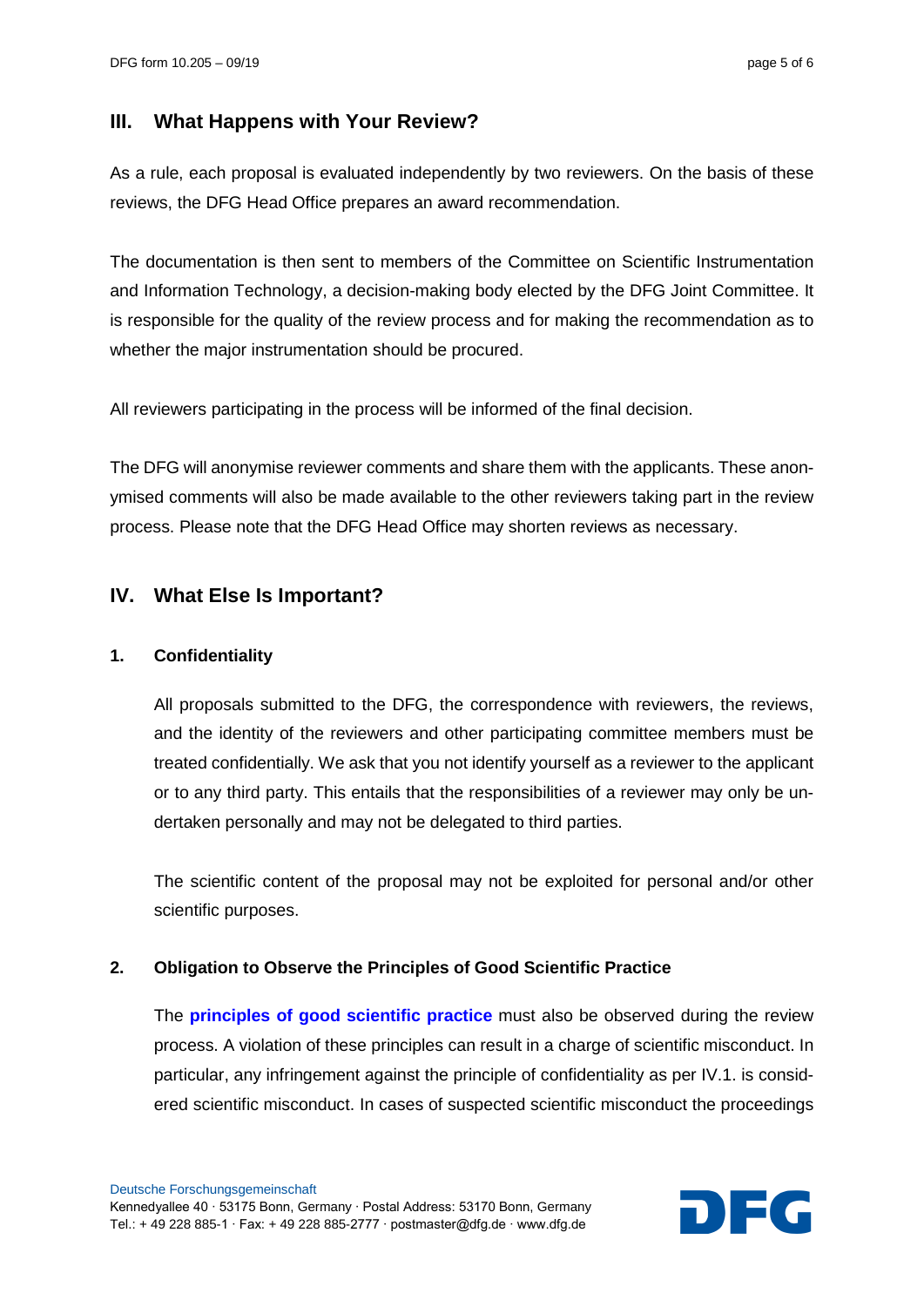## III. What Happens with Your Review?

As a rule, each proposal is evaluated independently by two reviewers. On the basis of these reviews, the DFG Head Office prepares an award recommendation.

The documentation is then sent to members of the Committee on Scientific Instrumentation and Information Technology, a decision-making body elected by the DFG Joint Committee. It is responsible for the quality of the review process and for making the recommendation as to whether the major instrumentation should be procured.

All reviewers participating in the process will be informed of the final decision.

The DFG will anonymise reviewer comments and share them with the applicants. These anonymised comments will also be made available to the other reviewers taking part in the review process. Please note that the DFG Head Office may shorten reviews as necessary.

## IV. What Else Is Important?

### 1. Confidentiality

All proposals submitted to the DFG, the correspondence with reviewers, the reviews, and the identity of the reviewers and other participating committee members must be treated confidentially. We ask that you not identify yourself as a reviewer to the applicant or to any third party. This entails that the responsibilities of a reviewer may only be undertaken personally and may not be delegated to third parties.

The scientific content of the proposal may not be exploited for personal and/or other scientific purposes.

### 2. Obligation to Observe the Principles of Good Scientific Practice

The **principles of good scientific practice** must also be observed during the review process. A violation of these principles can result in a charge of scientific misconduct. In particular, any infringement against the principle of confidentiality as per IV.1. is considered scientific misconduct. In cases of suspected scientific misconduct the proceedings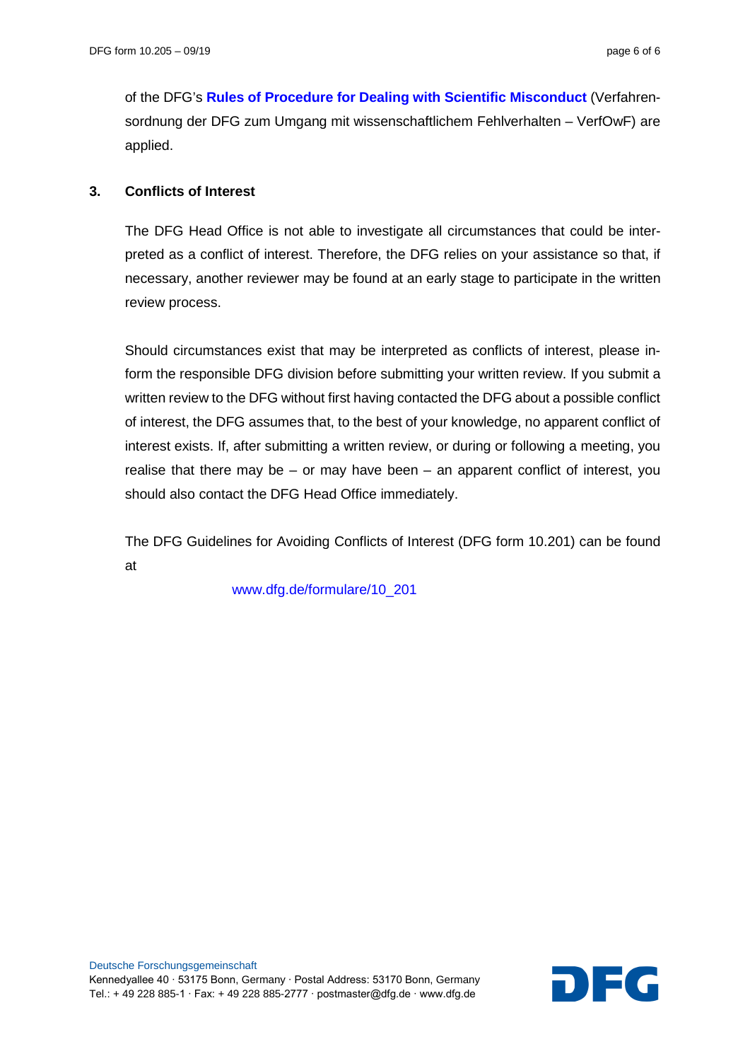of the DFG's **Rules of Procedure for Dealing with Scientific Misconduct** (Verfahrensordnung der DFG zum Umgang mit wissenschaftlichem Fehlverhalten – VerfOwF) are applied.

## 3. Conflicts of Interest

The DFG Head Office is not able to investigate all circumstances that could be interpreted as a conflict of interest. Therefore, the DFG relies on your assistance so that, if necessary, another reviewer may be found at an early stage to participate in the written review process.

Should circumstances exist that may be interpreted as conflicts of interest, please inform the responsible DFG division before submitting your written review. If you submit a written review to the DFG without first having contacted the DFG about a possible conflict of interest, the DFG assumes that, to the best of your knowledge, no apparent conflict of interest exists. If, after submitting a written review, or during or following a meeting, you realise that there may be – or may have been – an apparent conflict of interest, you should also contact the DFG Head Office immediately.

The DFG Guidelines for Avoiding Conflicts of Interest (DFG form 10.201) can be found at

www.dfg.de/formulare/10_201

Deutsche Forschungsgemeinschaft
Kennedyallee 40 · 53175 Bonn, Germany · Postal Address: 53170 Bonn, Germany
Tel.: + 49 228 885-1 · Fax: + 49 228 885-2777 · postmaster@dfg.de · www.dfg.de